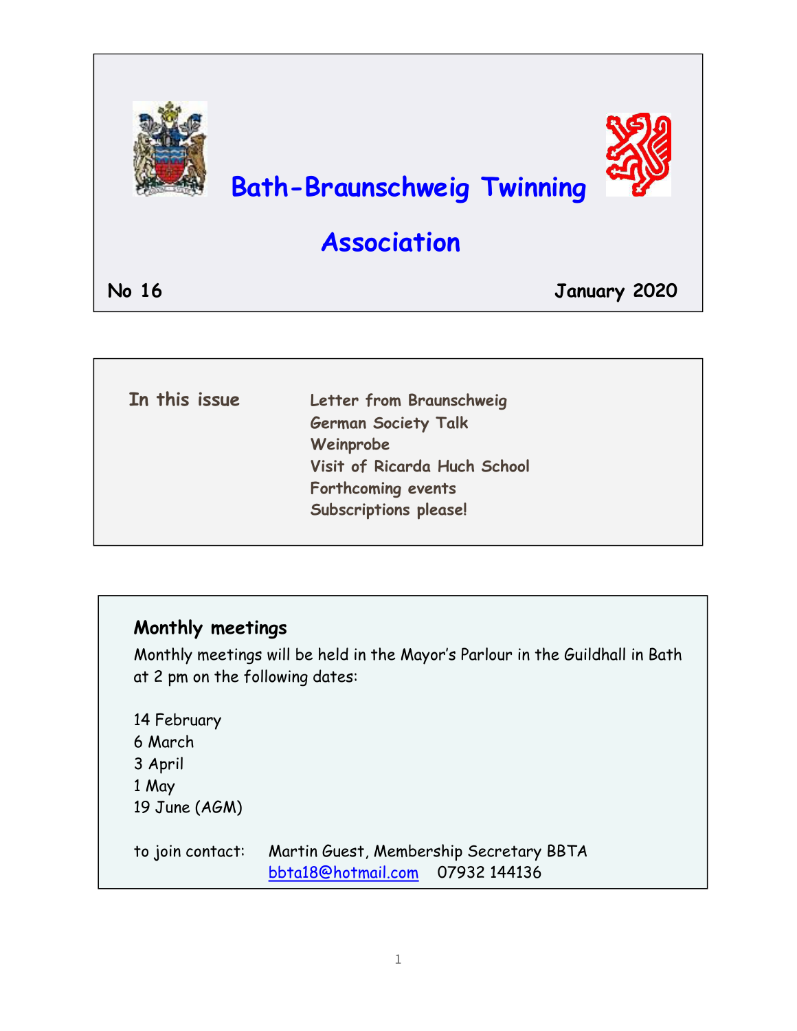# Bath-Braunschweig Twinning Association

**No 16** **January 2020**

**In this issue**

- Letter from Braunschweig
- German Society Talk
- Weinprobe
- Visit of Ricarda Huch School
- Forthcoming events
- Subscriptions please!

## Monthly meetings

Monthly meetings will be held in the Mayor's Parlour in the Guildhall in Bath at 2 pm on the following dates:

14 February
6 March
3 April
1 May
19 June (AGM)

to join contact: Martin Guest, Membership Secretary BBTA
bbta18@hotmail.com 07932 144136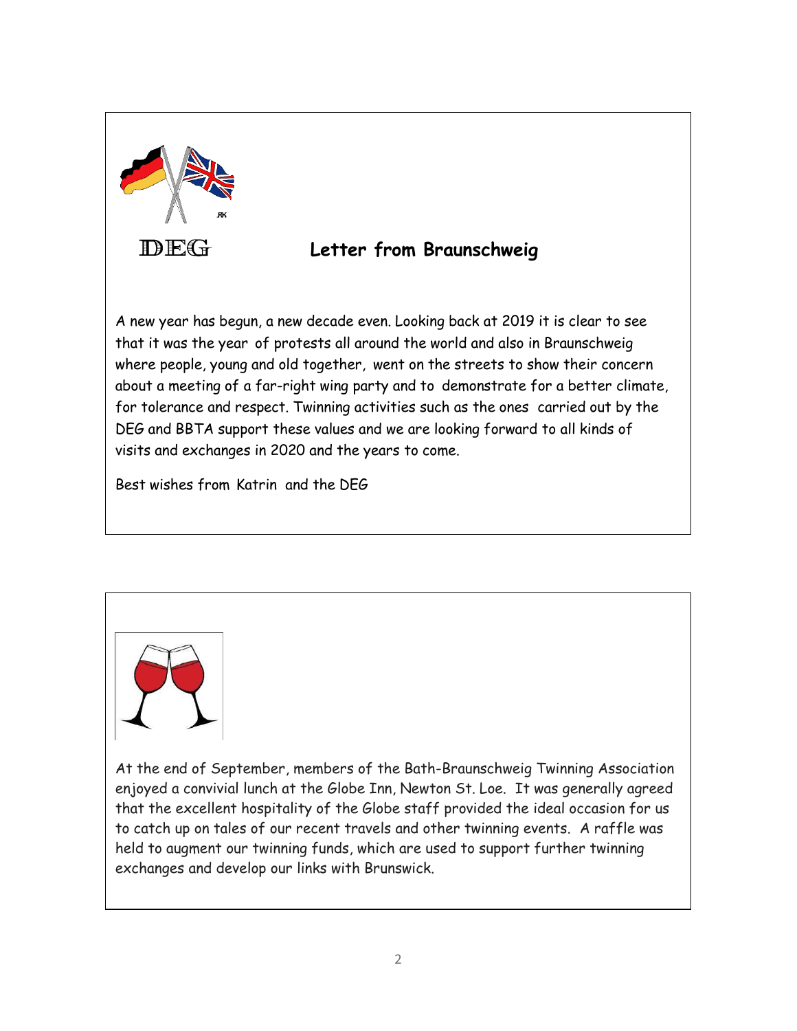DEG

## Letter from Braunschweig

A new year has begun, a new decade even. Looking back at 2019 it is clear to see that it was the year of protests all around the world and also in Braunschweig where people, young and old together, went on the streets to show their concern about a meeting of a far-right wing party and to demonstrate for a better climate, for tolerance and respect. Twinning activities such as the ones carried out by the DEG and BBTA support these values and we are looking forward to all kinds of visits and exchanges in 2020 and the years to come.

Best wishes from Katrin and the DEG

At the end of September, members of the Bath-Braunschweig Twinning Association enjoyed a convivial lunch at the Globe Inn, Newton St. Loe. It was generally agreed that the excellent hospitality of the Globe staff provided the ideal occasion for us to catch up on tales of our recent travels and other twinning events. A raffle was held to augment our twinning funds, which are used to support further twinning exchanges and develop our links with Brunswick.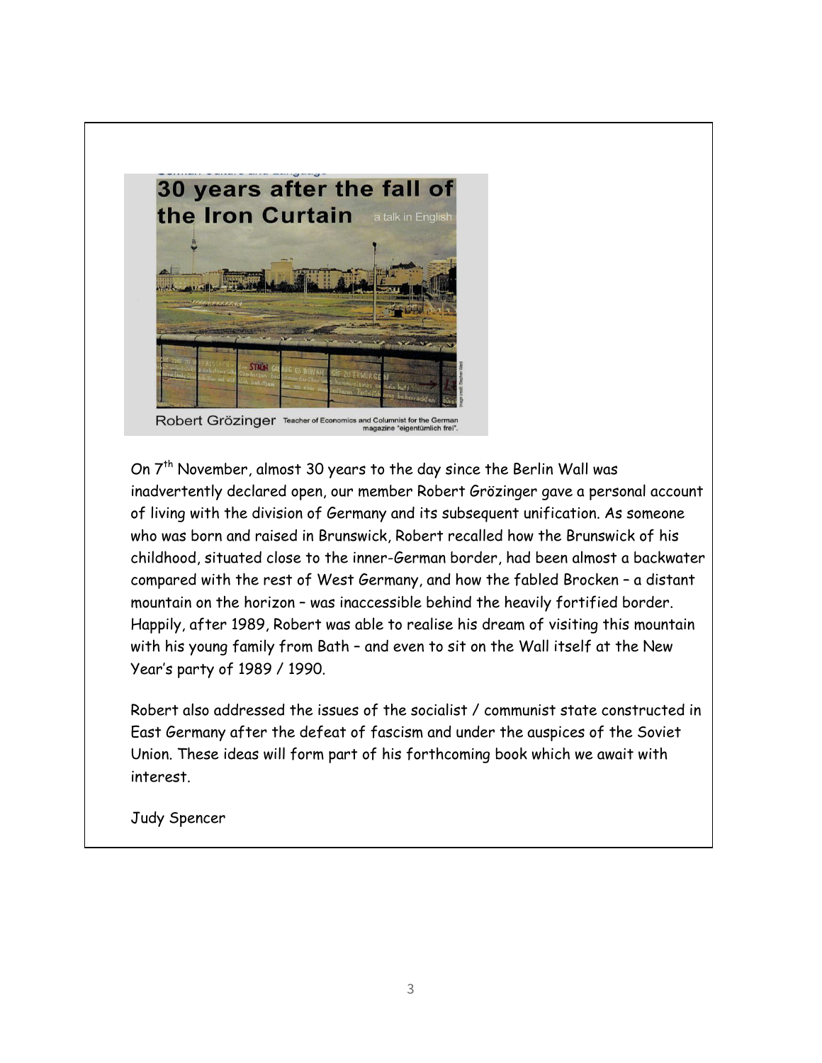On 7th November, almost 30 years to the day since the Berlin Wall was inadvertently declared open, our member Robert Grözinger gave a personal account of living with the division of Germany and its subsequent unification. As someone who was born and raised in Brunswick, Robert recalled how the Brunswick of his childhood, situated close to the inner-German border, had been almost a backwater compared with the rest of West Germany, and how the fabled Brocken – a distant mountain on the horizon – was inaccessible behind the heavily fortified border. Happily, after 1989, Robert was able to realise his dream of visiting this mountain with his young family from Bath – and even to sit on the Wall itself at the New Year's party of 1989 / 1990.

Robert also addressed the issues of the socialist / communist state constructed in East Germany after the defeat of fascism and under the auspices of the Soviet Union. These ideas will form part of his forthcoming book which we await with interest.

Judy Spencer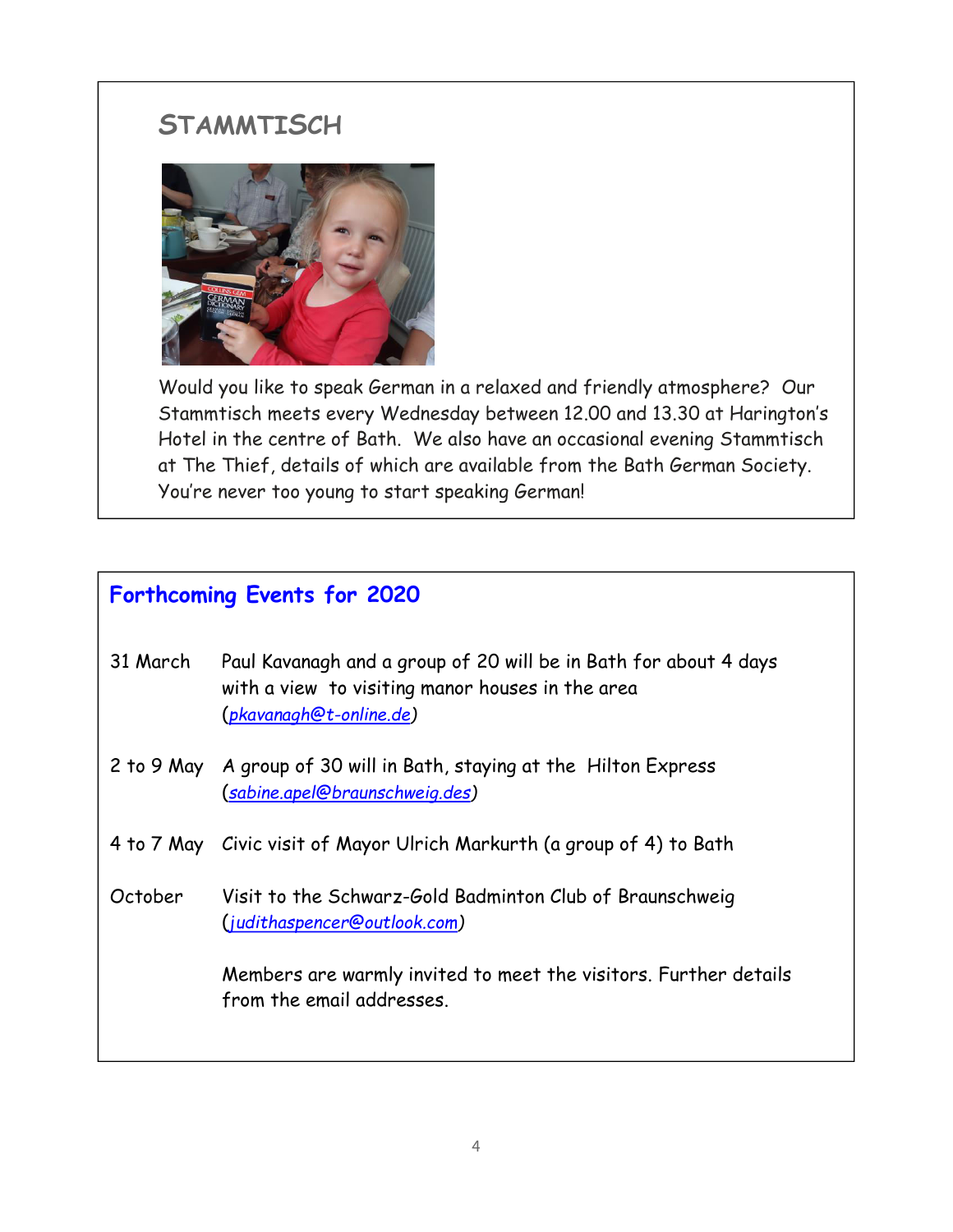## STAMMTISCH

Would you like to speak German in a relaxed and friendly atmosphere? Our Stammtisch meets every Wednesday between 12.00 and 13.30 at Harington's Hotel in the centre of Bath. We also have an occasional evening Stammtisch at The Thief, details of which are available from the Bath German Society. You're never too young to start speaking German!

## Forthcoming Events for 2020

| | |
|---|---|
| 31 March | Paul Kavanagh and a group of 20 will be in Bath for about 4 days with a view to visiting manor houses in the area (*pkavanagh@t-online.de*) |
| 2 to 9 May | A group of 30 will in Bath, staying at the Hilton Express (*sabine.apel@braunschweig.des*) |
| 4 to 7 May | Civic visit of Mayor Ulrich Markurth (a group of 4) to Bath |
| October | Visit to the Schwarz-Gold Badminton Club of Braunschweig (*judithaspencer@outlook.com*) |

Members are warmly invited to meet the visitors. Further details from the email addresses.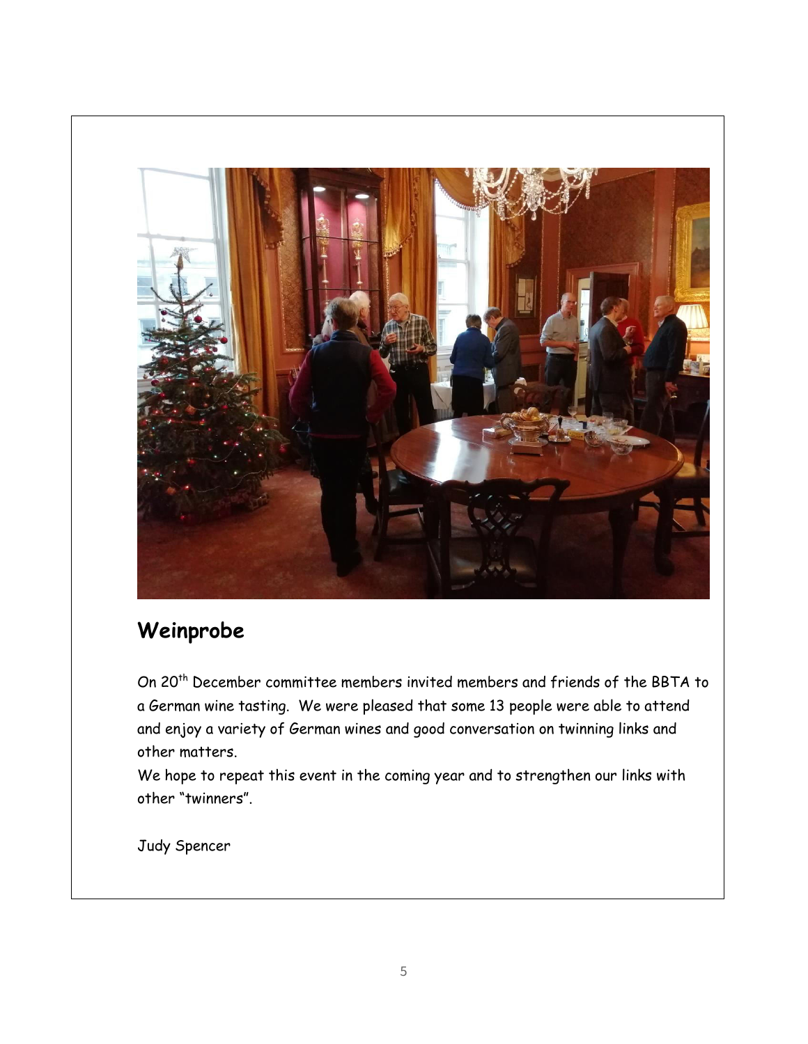## Weinprobe

On 20th December committee members invited members and friends of the BBTA to a German wine tasting. We were pleased that some 13 people were able to attend and enjoy a variety of German wines and good conversation on twinning links and other matters.

We hope to repeat this event in the coming year and to strengthen our links with other "twinners".

Judy Spencer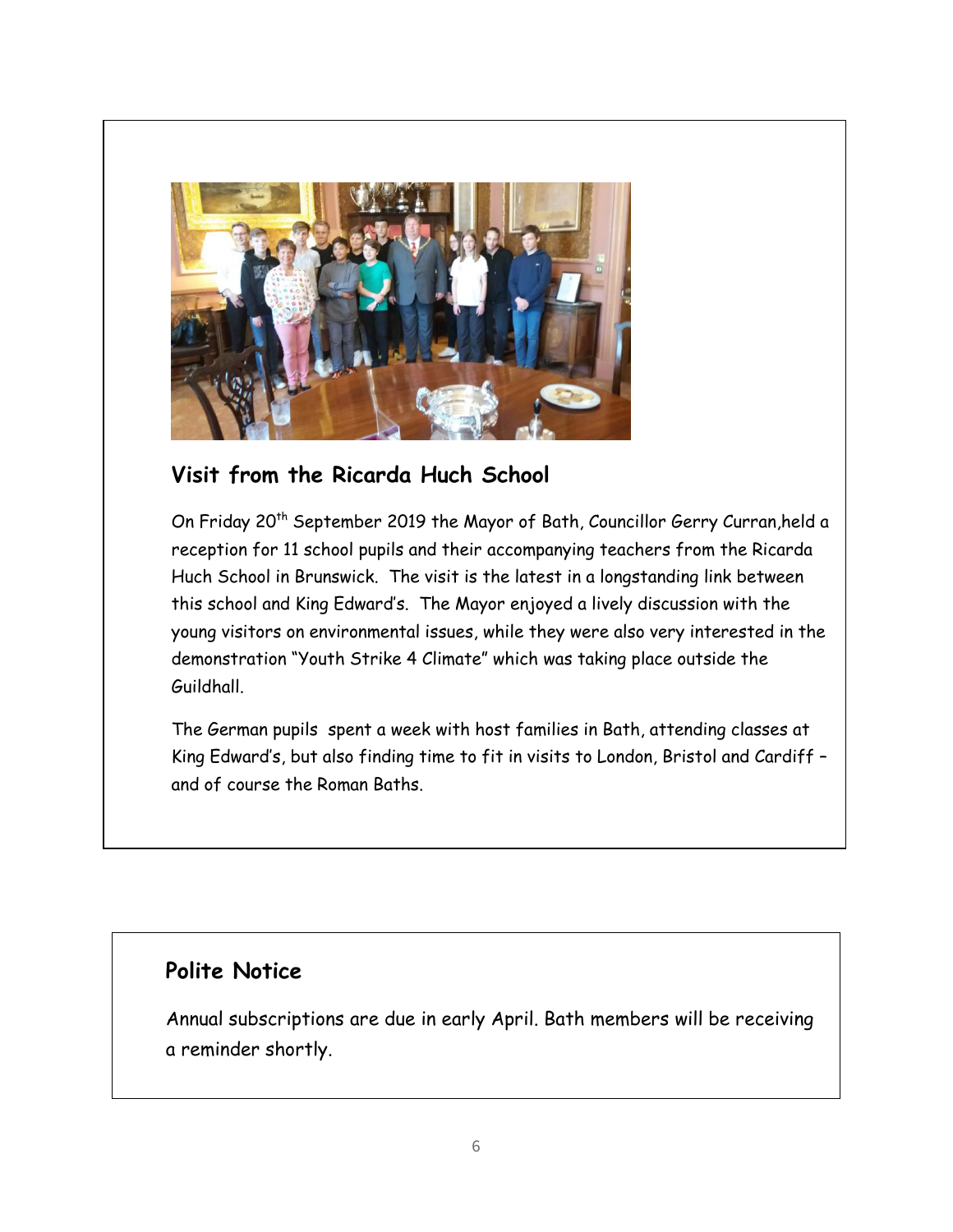## Visit from the Ricarda Huch School

On Friday 20th September 2019 the Mayor of Bath, Councillor Gerry Curran,held a reception for 11 school pupils and their accompanying teachers from the Ricarda Huch School in Brunswick. The visit is the latest in a longstanding link between this school and King Edward's. The Mayor enjoyed a lively discussion with the young visitors on environmental issues, while they were also very interested in the demonstration "Youth Strike 4 Climate" which was taking place outside the Guildhall.

The German pupils spent a week with host families in Bath, attending classes at King Edward's, but also finding time to fit in visits to London, Bristol and Cardiff – and of course the Roman Baths.

## Polite Notice

Annual subscriptions are due in early April. Bath members will be receiving a reminder shortly.